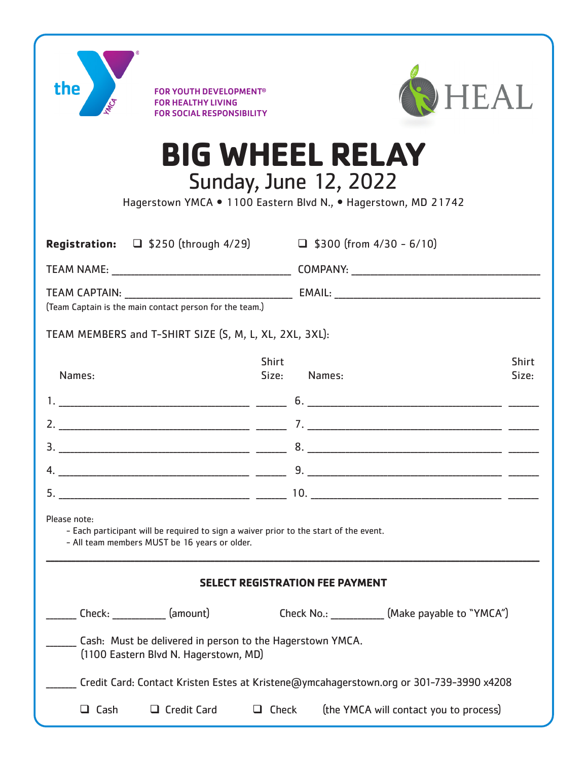the YMCA

FOR YOUTH DEVELOPMENT®
FOR HEALTHY LIVING
FOR SOCIAL RESPONSIBILITY

HEAL

# BIG WHEEL RELAY

## Sunday, June 12, 2022

Hagerstown YMCA • 1100 Eastern Blvd N., • Hagerstown, MD 21742

**Registration:** ☐ $250 (through 4/29) ☐ $300 (from 4/30 - 6/10)

TEAM NAME: ______________________________ COMPANY: ______________________________

TEAM CAPTAIN: ______________________________ EMAIL: ______________________________

(Team Captain is the main contact person for the team.)

TEAM MEMBERS and T-SHIRT SIZE (S, M, L, XL, 2XL, 3XL):

| Names: | Shirt Size: | Names: | Shirt Size: |
|---|---|---|---|
| 1. ______________________________ | ______ | 6. ______________________________ | ______ |
| 2. ______________________________ | ______ | 7. ______________________________ | ______ |
| 3. ______________________________ | ______ | 8. ______________________________ | ______ |
| 4. ______________________________ | ______ | 9. ______________________________ | ______ |
| 5. ______________________________ | ______ | 10. ______________________________ | ______ |

Please note:
- Each participant will be required to sign a waiver prior to the start of the event.
- All team members MUST be 16 years or older.

---

### SELECT REGISTRATION FEE PAYMENT

______ Check: __________ (amount) Check No.: __________ (Make payable to "YMCA")

______ Cash: Must be delivered in person to the Hagerstown YMCA.
(1100 Eastern Blvd N. Hagerstown, MD)

______ Credit Card: Contact Kristen Estes at Kristene@ymcahagerstown.org or 301-739-3990 x4208

☐ Cash ☐ Credit Card ☐ Check (the YMCA will contact you to process)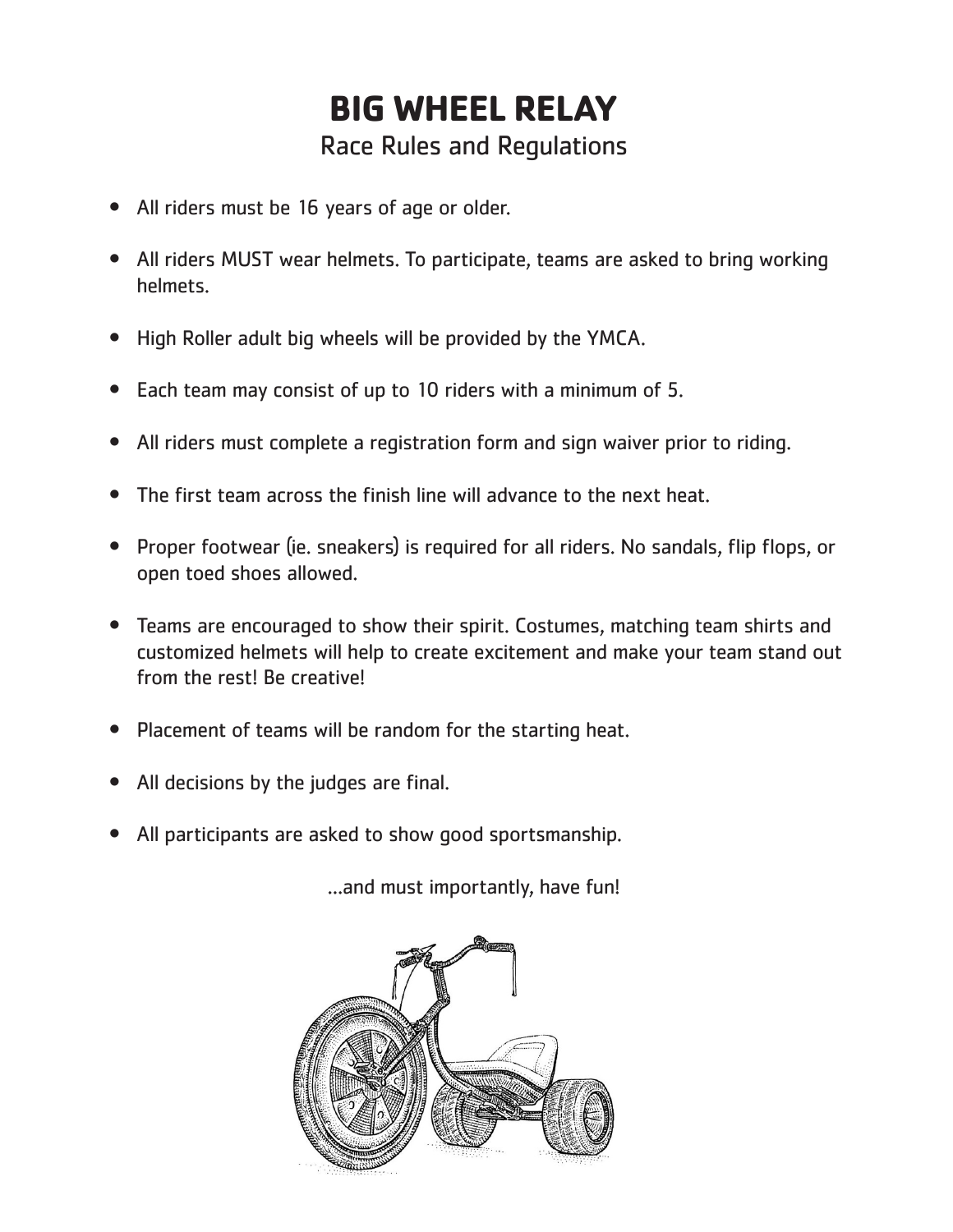# BIG WHEEL RELAY

## Race Rules and Regulations

- All riders must be 16 years of age or older.
- All riders MUST wear helmets. To participate, teams are asked to bring working helmets.
- High Roller adult big wheels will be provided by the YMCA.
- Each team may consist of up to 10 riders with a minimum of 5.
- All riders must complete a registration form and sign waiver prior to riding.
- The first team across the finish line will advance to the next heat.
- Proper footwear (ie. sneakers) is required for all riders. No sandals, flip flops, or open toed shoes allowed.
- Teams are encouraged to show their spirit. Costumes, matching team shirts and customized helmets will help to create excitement and make your team stand out from the rest! Be creative!
- Placement of teams will be random for the starting heat.
- All decisions by the judges are final.
- All participants are asked to show good sportsmanship.

...and must importantly, have fun!